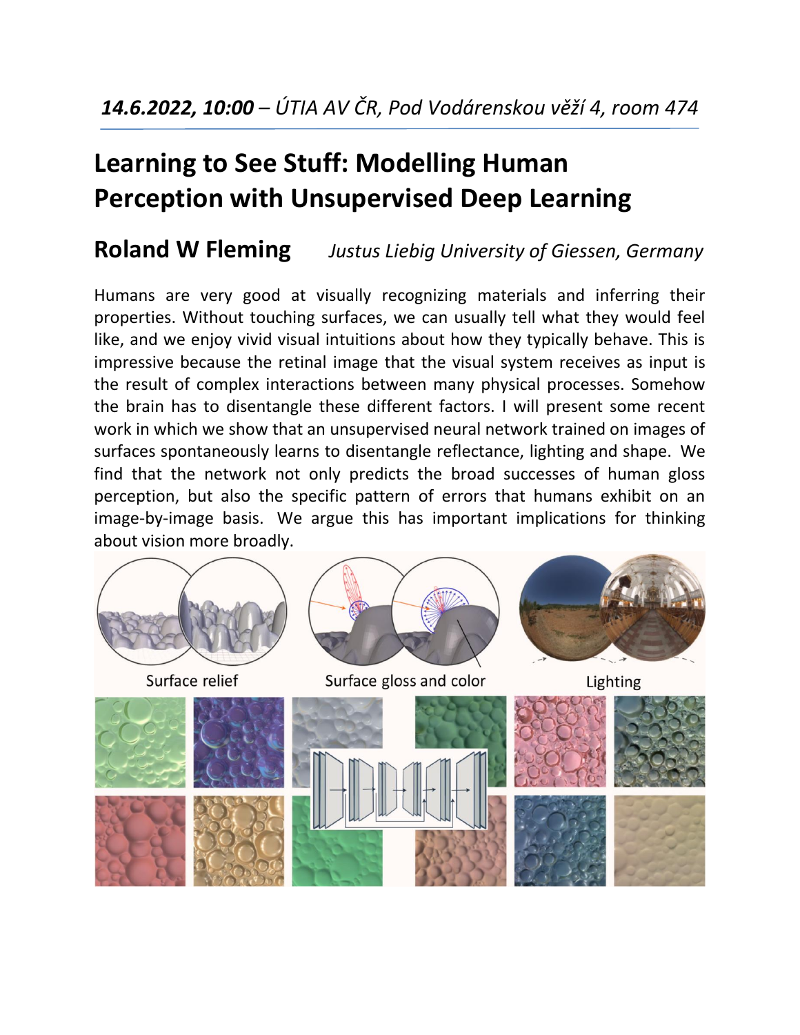***14.6.2022, 10:00** – ÚTIA AV ČR, Pod Vodárenskou věží 4, room 474*

# Learning to See Stuff: Modelling Human Perception with Unsupervised Deep Learning

## Roland W Fleming *Justus Liebig University of Giessen, Germany*

Humans are very good at visually recognizing materials and inferring their properties. Without touching surfaces, we can usually tell what they would feel like, and we enjoy vivid visual intuitions about how they typically behave. This is impressive because the retinal image that the visual system receives as input is the result of complex interactions between many physical processes. Somehow the brain has to disentangle these different factors. I will present some recent work in which we show that an unsupervised neural network trained on images of surfaces spontaneously learns to disentangle reflectance, lighting and shape. We find that the network not only predicts the broad successes of human gloss perception, but also the specific pattern of errors that humans exhibit on an image-by-image basis. We argue this has important implications for thinking about vision more broadly.

Surface relief

Surface gloss and color

Lighting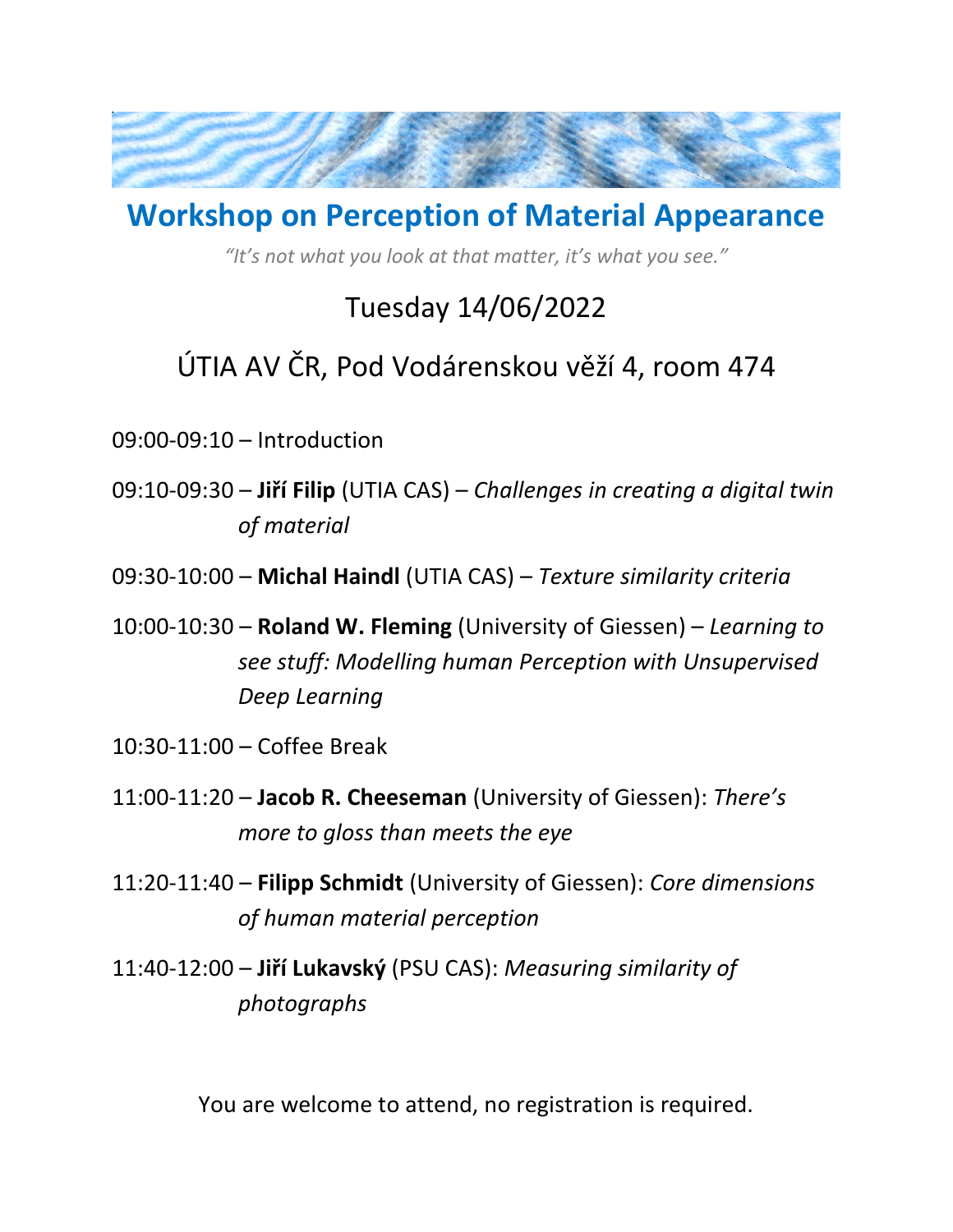# Workshop on Perception of Material Appearance

*"It's not what you look at that matter, it's what you see."*

## Tuesday 14/06/2022

## ÚTIA AV ČR, Pod Vodárenskou věží 4, room 474

09:00-09:10 – Introduction

09:10-09:30 – **Jiří Filip** (UTIA CAS) – *Challenges in creating a digital twin of material*

09:30-10:00 – **Michal Haindl** (UTIA CAS) – *Texture similarity criteria*

10:00-10:30 – **Roland W. Fleming** (University of Giessen) – *Learning to see stuff: Modelling human Perception with Unsupervised Deep Learning*

10:30-11:00 – Coffee Break

11:00-11:20 – **Jacob R. Cheeseman** (University of Giessen): *There's more to gloss than meets the eye*

11:20-11:40 – **Filipp Schmidt** (University of Giessen): *Core dimensions of human material perception*

11:40-12:00 – **Jiří Lukavský** (PSU CAS): *Measuring similarity of photographs*

You are welcome to attend, no registration is required.